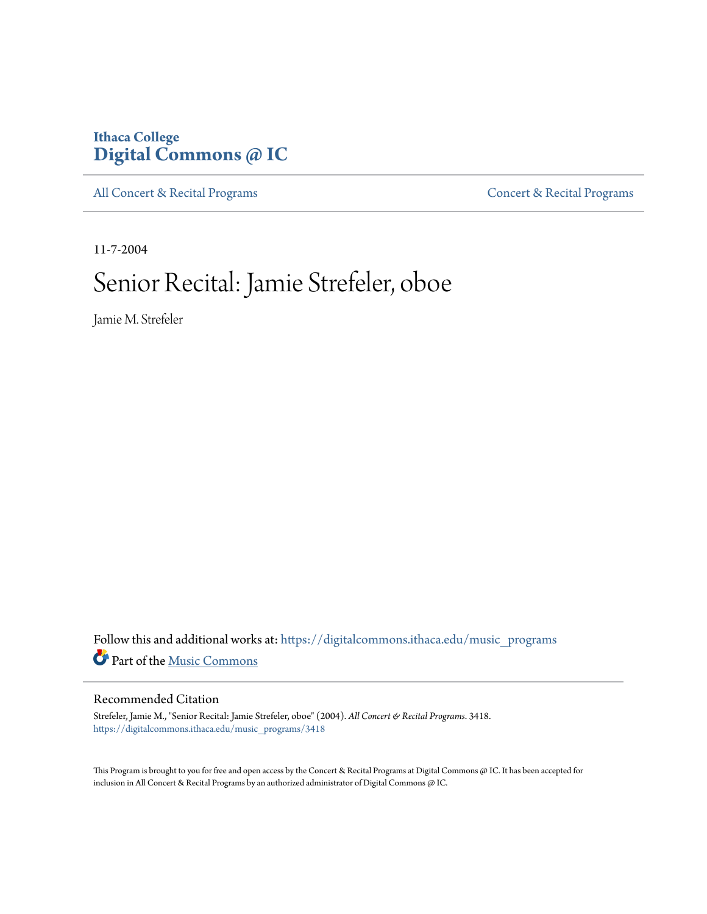Ithaca College
**Digital Commons @ IC**

All Concert & Recital Programs | Concert & Recital Programs

11-7-2004

# Senior Recital: Jamie Strefeler, oboe

Jamie M. Strefeler

Follow this and additional works at: https://digitalcommons.ithaca.edu/music_programs

Part of the Music Commons

## Recommended Citation

Strefeler, Jamie M., "Senior Recital: Jamie Strefeler, oboe" (2004). *All Concert & Recital Programs*. 3418.
https://digitalcommons.ithaca.edu/music_programs/3418

This Program is brought to you for free and open access by the Concert & Recital Programs at Digital Commons @ IC. It has been accepted for inclusion in All Concert & Recital Programs by an authorized administrator of Digital Commons @ IC.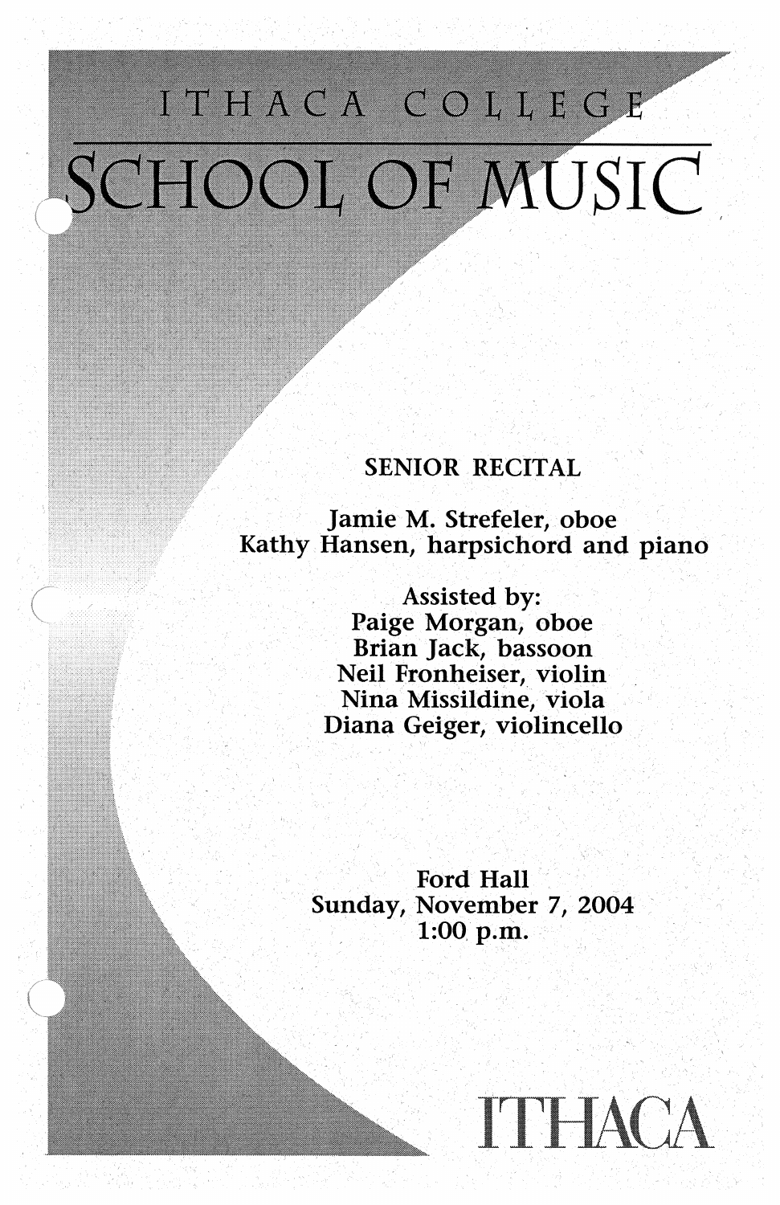# ITHACA COLLEGE

# SCHOOL OF MUSIC

SENIOR RECITAL

Jamie M. Strefeler, oboe
Kathy Hansen, harpsichord and piano

Assisted by:
Paige Morgan, oboe
Brian Jack, bassoon
Neil Fronheiser, violin
Nina Missildine, viola
Diana Geiger, violincello

Ford Hall
Sunday, November 7, 2004
1:00 p.m.

ITHACA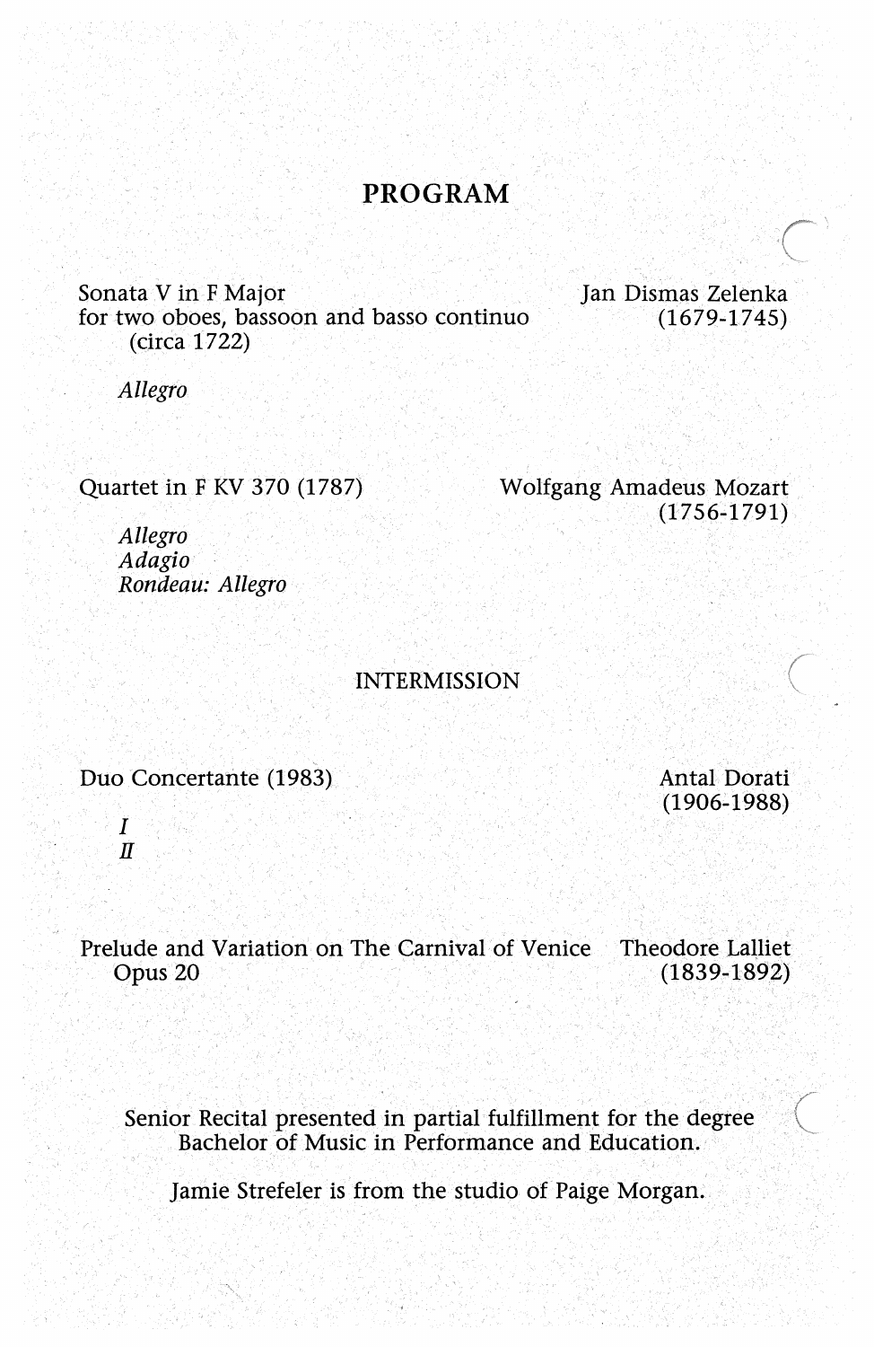# PROGRAM

Sonata V in F Major
for two oboes, bassoon and basso continuo
(circa 1722)

Jan Dismas Zelenka
(1679-1745)

*Allegro*

Quartet in F KV 370 (1787)

Wolfgang Amadeus Mozart
(1756-1791)

*Allegro*
*Adagio*
*Rondeau: Allegro*

INTERMISSION

Duo Concertante (1983)

Antal Dorati
(1906-1988)

*I*
*II*

Prelude and Variation on The Carnival of Venice
Opus 20

Theodore Lalliet
(1839-1892)

Senior Recital presented in partial fulfillment for the degree
Bachelor of Music in Performance and Education.

Jamie Strefeler is from the studio of Paige Morgan.